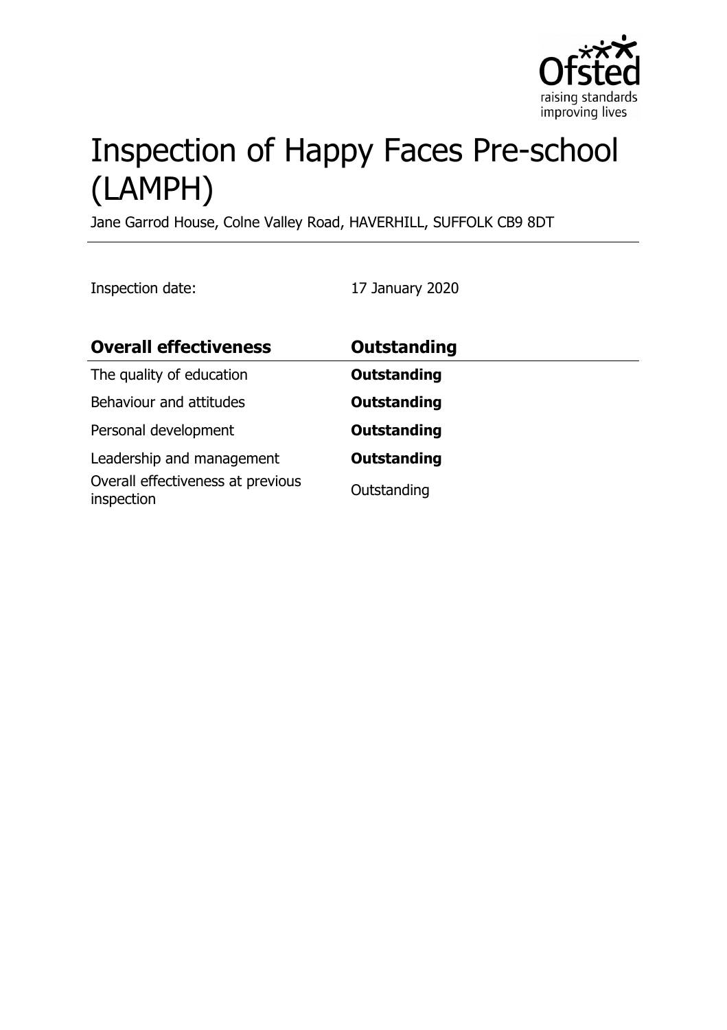# Inspection of Happy Faces Pre-school (LAMPH)

Jane Garrod House, Colne Valley Road, HAVERHILL, SUFFOLK CB9 8DT

Inspection date: 17 January 2020

| **Overall effectiveness** | **Outstanding** |
|---|---|
| The quality of education | **Outstanding** |
| Behaviour and attitudes | **Outstanding** |
| Personal development | **Outstanding** |
| Leadership and management | **Outstanding** |
| Overall effectiveness at previous inspection | Outstanding |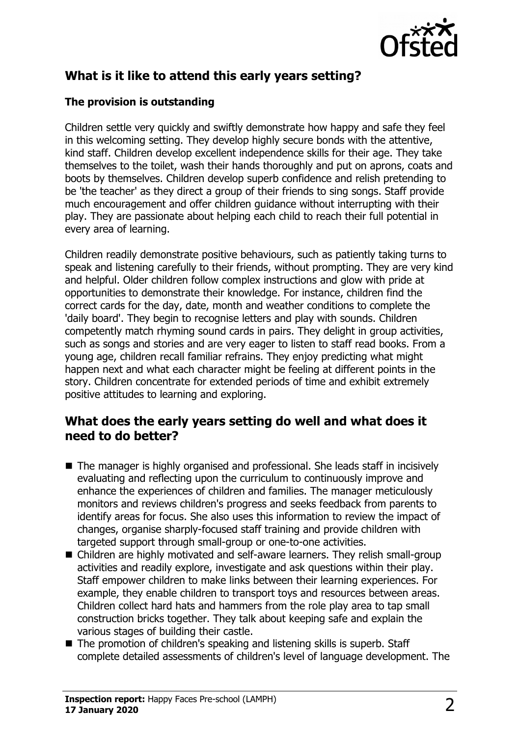## What is it like to attend this early years setting?

### The provision is outstanding

Children settle very quickly and swiftly demonstrate how happy and safe they feel in this welcoming setting. They develop highly secure bonds with the attentive, kind staff. Children develop excellent independence skills for their age. They take themselves to the toilet, wash their hands thoroughly and put on aprons, coats and boots by themselves. Children develop superb confidence and relish pretending to be 'the teacher' as they direct a group of their friends to sing songs. Staff provide much encouragement and offer children guidance without interrupting with their play. They are passionate about helping each child to reach their full potential in every area of learning.

Children readily demonstrate positive behaviours, such as patiently taking turns to speak and listening carefully to their friends, without prompting. They are very kind and helpful. Older children follow complex instructions and glow with pride at opportunities to demonstrate their knowledge. For instance, children find the correct cards for the day, date, month and weather conditions to complete the 'daily board'. They begin to recognise letters and play with sounds. Children competently match rhyming sound cards in pairs. They delight in group activities, such as songs and stories and are very eager to listen to staff read books. From a young age, children recall familiar refrains. They enjoy predicting what might happen next and what each character might be feeling at different points in the story. Children concentrate for extended periods of time and exhibit extremely positive attitudes to learning and exploring.

## What does the early years setting do well and what does it need to do better?

- The manager is highly organised and professional. She leads staff in incisively evaluating and reflecting upon the curriculum to continuously improve and enhance the experiences of children and families. The manager meticulously monitors and reviews children's progress and seeks feedback from parents to identify areas for focus. She also uses this information to review the impact of changes, organise sharply-focused staff training and provide children with targeted support through small-group or one-to-one activities.
- Children are highly motivated and self-aware learners. They relish small-group activities and readily explore, investigate and ask questions within their play. Staff empower children to make links between their learning experiences. For example, they enable children to transport toys and resources between areas. Children collect hard hats and hammers from the role play area to tap small construction bricks together. They talk about keeping safe and explain the various stages of building their castle.
- The promotion of children's speaking and listening skills is superb. Staff complete detailed assessments of children's level of language development. The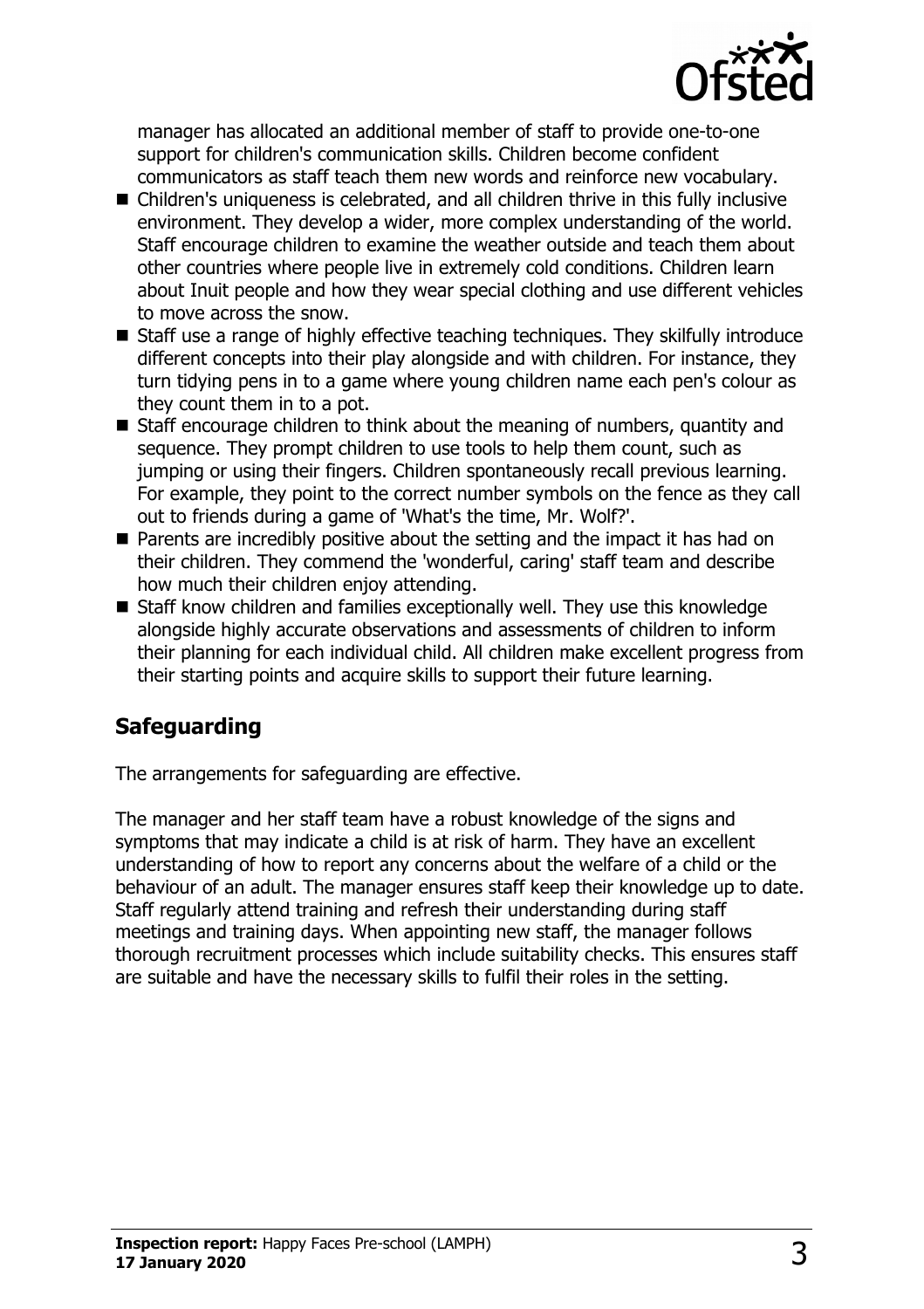manager has allocated an additional member of staff to provide one-to-one support for children's communication skills. Children become confident communicators as staff teach them new words and reinforce new vocabulary.

- Children's uniqueness is celebrated, and all children thrive in this fully inclusive environment. They develop a wider, more complex understanding of the world. Staff encourage children to examine the weather outside and teach them about other countries where people live in extremely cold conditions. Children learn about Inuit people and how they wear special clothing and use different vehicles to move across the snow.
- Staff use a range of highly effective teaching techniques. They skilfully introduce different concepts into their play alongside and with children. For instance, they turn tidying pens in to a game where young children name each pen's colour as they count them in to a pot.
- Staff encourage children to think about the meaning of numbers, quantity and sequence. They prompt children to use tools to help them count, such as jumping or using their fingers. Children spontaneously recall previous learning. For example, they point to the correct number symbols on the fence as they call out to friends during a game of 'What's the time, Mr. Wolf?'.
- Parents are incredibly positive about the setting and the impact it has had on their children. They commend the 'wonderful, caring' staff team and describe how much their children enjoy attending.
- Staff know children and families exceptionally well. They use this knowledge alongside highly accurate observations and assessments of children to inform their planning for each individual child. All children make excellent progress from their starting points and acquire skills to support their future learning.

## Safeguarding

The arrangements for safeguarding are effective.

The manager and her staff team have a robust knowledge of the signs and symptoms that may indicate a child is at risk of harm. They have an excellent understanding of how to report any concerns about the welfare of a child or the behaviour of an adult. The manager ensures staff keep their knowledge up to date. Staff regularly attend training and refresh their understanding during staff meetings and training days. When appointing new staff, the manager follows thorough recruitment processes which include suitability checks. This ensures staff are suitable and have the necessary skills to fulfil their roles in the setting.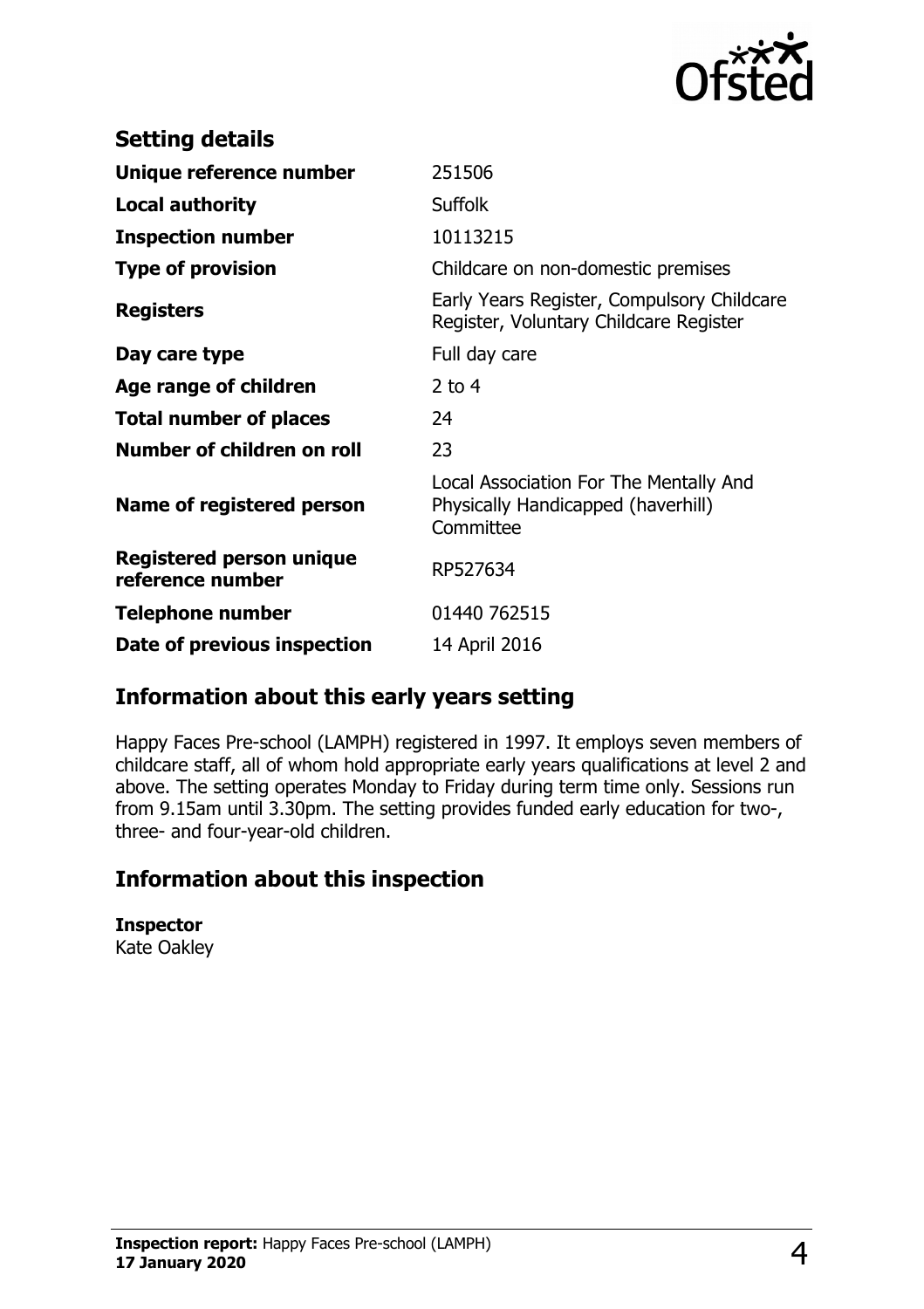## Setting details

| | |
|---|---|
| **Unique reference number** | 251506 |
| **Local authority** | Suffolk |
| **Inspection number** | 10113215 |
| **Type of provision** | Childcare on non-domestic premises |
| **Registers** | Early Years Register, Compulsory Childcare Register, Voluntary Childcare Register |
| **Day care type** | Full day care |
| **Age range of children** | 2 to 4 |
| **Total number of places** | 24 |
| **Number of children on roll** | 23 |
| **Name of registered person** | Local Association For The Mentally And Physically Handicapped (haverhill) Committee |
| **Registered person unique reference number** | RP527634 |
| **Telephone number** | 01440 762515 |
| **Date of previous inspection** | 14 April 2016 |

## Information about this early years setting

Happy Faces Pre-school (LAMPH) registered in 1997. It employs seven members of childcare staff, all of whom hold appropriate early years qualifications at level 2 and above. The setting operates Monday to Friday during term time only. Sessions run from 9.15am until 3.30pm. The setting provides funded early education for two-, three- and four-year-old children.

## Information about this inspection

**Inspector**
Kate Oakley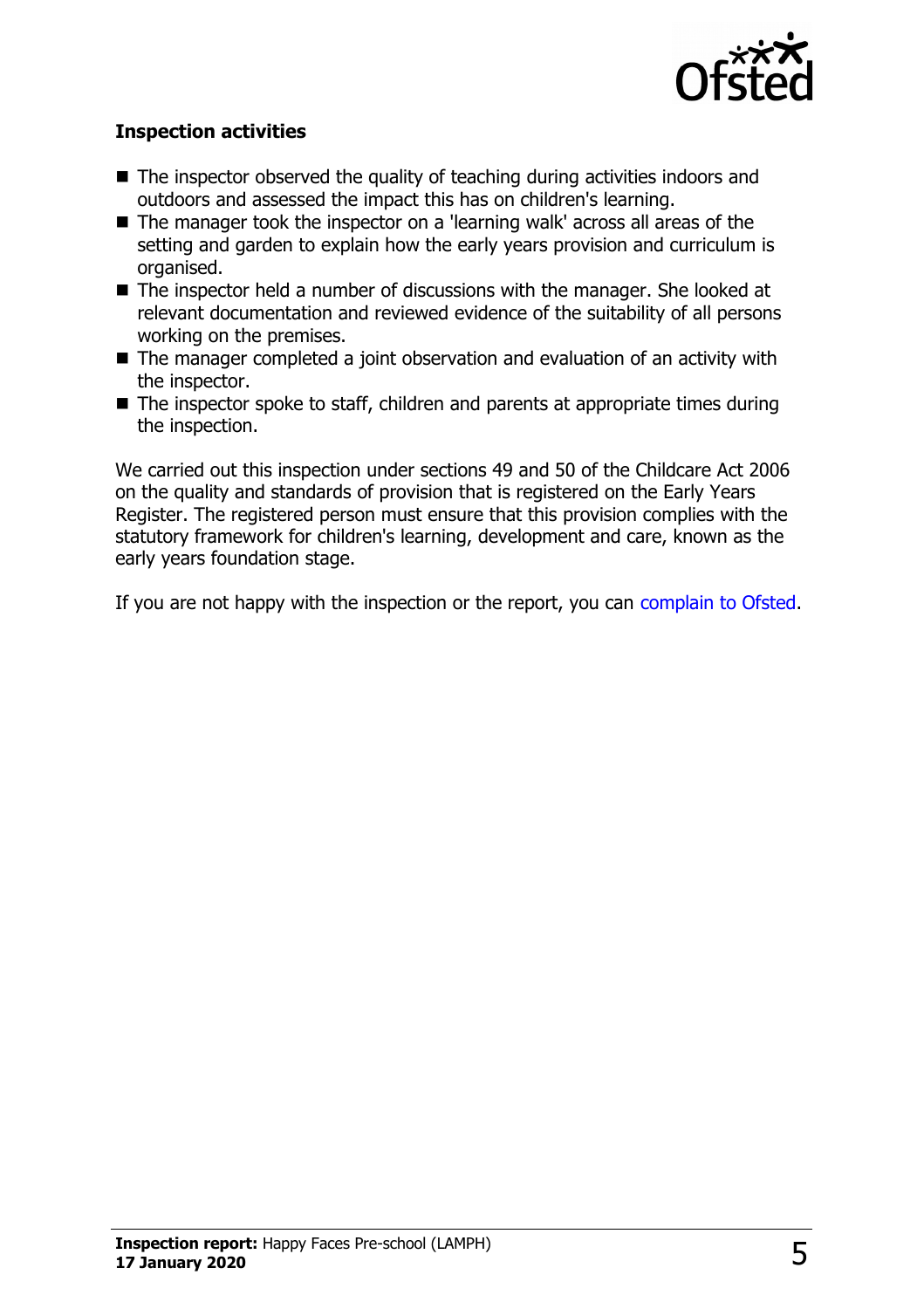### Inspection activities

- The inspector observed the quality of teaching during activities indoors and outdoors and assessed the impact this has on children's learning.
- The manager took the inspector on a 'learning walk' across all areas of the setting and garden to explain how the early years provision and curriculum is organised.
- The inspector held a number of discussions with the manager. She looked at relevant documentation and reviewed evidence of the suitability of all persons working on the premises.
- The manager completed a joint observation and evaluation of an activity with the inspector.
- The inspector spoke to staff, children and parents at appropriate times during the inspection.

We carried out this inspection under sections 49 and 50 of the Childcare Act 2006 on the quality and standards of provision that is registered on the Early Years Register. The registered person must ensure that this provision complies with the statutory framework for children's learning, development and care, known as the early years foundation stage.

If you are not happy with the inspection or the report, you can complain to Ofsted.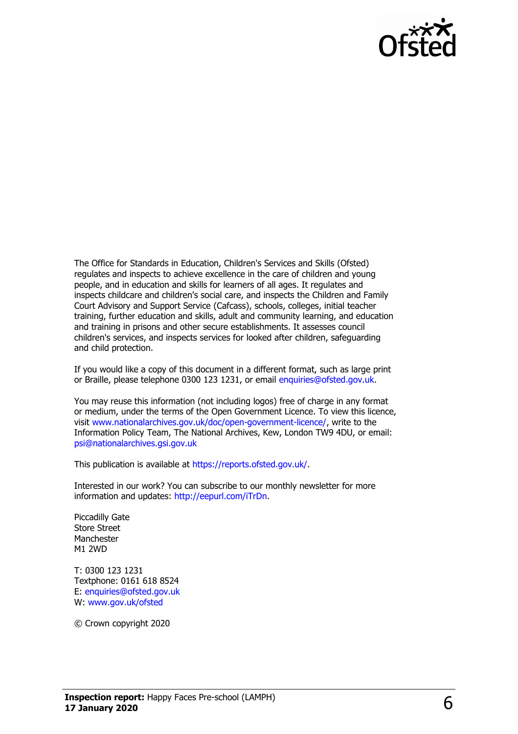The Office for Standards in Education, Children's Services and Skills (Ofsted) regulates and inspects to achieve excellence in the care of children and young people, and in education and skills for learners of all ages. It regulates and inspects childcare and children's social care, and inspects the Children and Family Court Advisory and Support Service (Cafcass), schools, colleges, initial teacher training, further education and skills, adult and community learning, and education and training in prisons and other secure establishments. It assesses council children's services, and inspects services for looked after children, safeguarding and child protection.

If you would like a copy of this document in a different format, such as large print or Braille, please telephone 0300 123 1231, or email enquiries@ofsted.gov.uk.

You may reuse this information (not including logos) free of charge in any format or medium, under the terms of the Open Government Licence. To view this licence, visit www.nationalarchives.gov.uk/doc/open-government-licence/, write to the Information Policy Team, The National Archives, Kew, London TW9 4DU, or email: psi@nationalarchives.gsi.gov.uk

This publication is available at https://reports.ofsted.gov.uk/.

Interested in our work? You can subscribe to our monthly newsletter for more information and updates: http://eepurl.com/iTrDn.

Piccadilly Gate
Store Street
Manchester
M1 2WD

T: 0300 123 1231
Textphone: 0161 618 8524
E: enquiries@ofsted.gov.uk
W: www.gov.uk/ofsted

© Crown copyright 2020